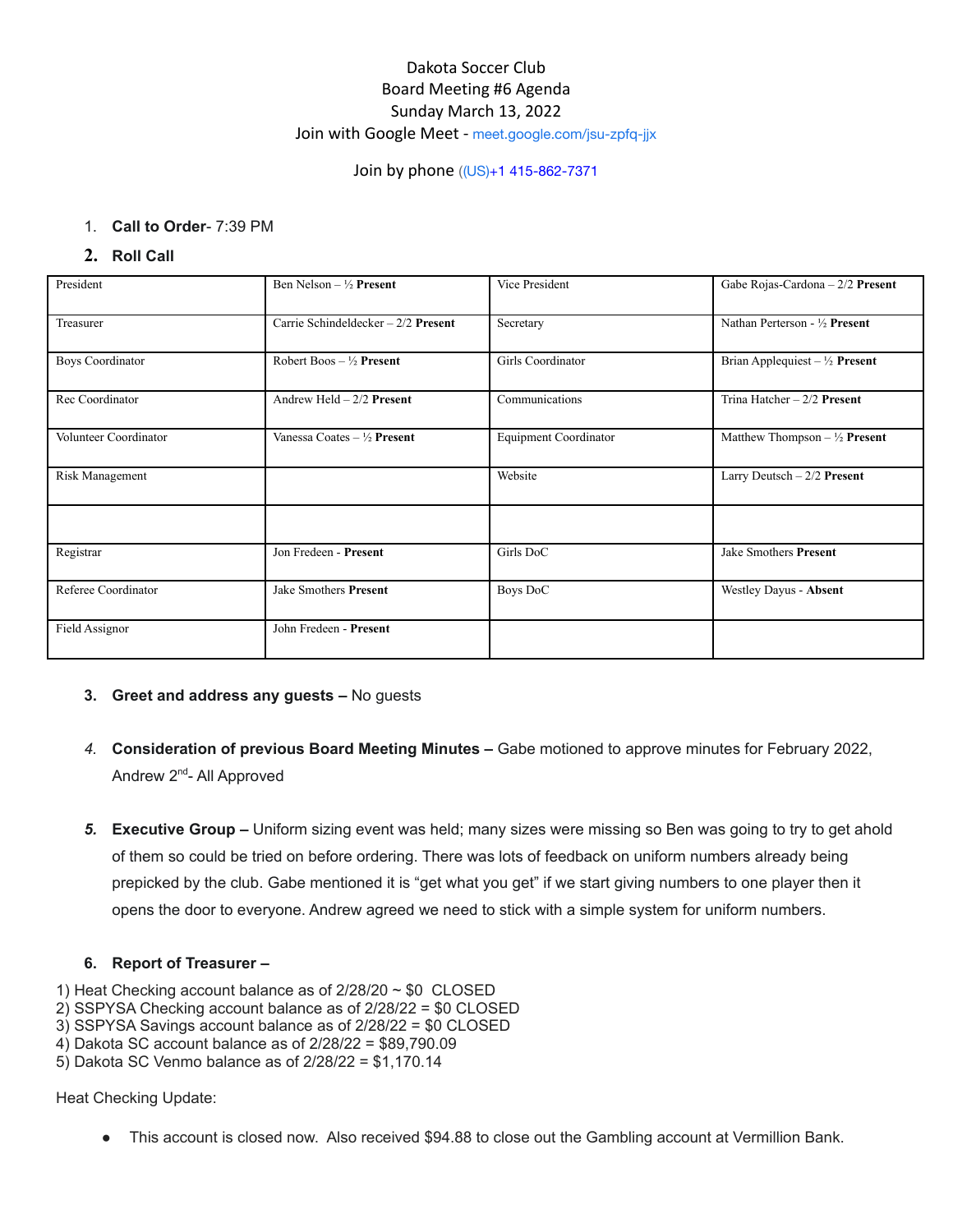Dakota Soccer Club
Board Meeting #6 Agenda
Sunday March 13, 2022
Join with Google Meet - meet.google.com/jsu-zpfq-jjx

Join by phone ((US)+1 415-862-7371

1. **Call to Order**- 7:39 PM
2. **Roll Call**

| President | Ben Nelson – ½ **Present** | Vice President | Gabe Rojas-Cardona – 2/2 **Present** |
|---|---|---|---|
| Treasurer | Carrie Schindeldecker – 2/2 **Present** | Secretary | Nathan Perterson - ½ **Present** |
| Boys Coordinator | Robert Boos – ½ **Present** | Girls Coordinator | Brian Applequiest – ½ **Present** |
| Rec Coordinator | Andrew Held – 2/2 **Present** | Communications | Trina Hatcher – 2/2 **Present** |
| Volunteer Coordinator | Vanessa Coates – ½ **Present** | Equipment Coordinator | Matthew Thompson – ½ **Present** |
| Risk Management | | Website | Larry Deutsch – 2/2 **Present** |
| | | | |
| Registrar | Jon Fredeen - **Present** | Girls DoC | Jake Smothers **Present** |
| Referee Coordinator | Jake Smothers **Present** | Boys DoC | Westley Dayus - **Absent** |
| Field Assignor | John Fredeen - **Present** | | |

3. **Greet and address any guests –** No guests

4. **Consideration of previous Board Meeting Minutes –** Gabe motioned to approve minutes for February 2022, Andrew 2nd- All Approved

5. **Executive Group –** Uniform sizing event was held; many sizes were missing so Ben was going to try to get ahold of them so could be tried on before ordering. There was lots of feedback on uniform numbers already being prepicked by the club. Gabe mentioned it is "get what you get" if we start giving numbers to one player then it opens the door to everyone. Andrew agreed we need to stick with a simple system for uniform numbers.

6. **Report of Treasurer –**

1) Heat Checking account balance as of 2/28/20 ~ $0 CLOSED
2) SSPYSA Checking account balance as of 2/28/22 = $0 CLOSED
3) SSPYSA Savings account balance as of 2/28/22 = $0 CLOSED
4) Dakota SC account balance as of 2/28/22 = $89,790.09
5) Dakota SC Venmo balance as of 2/28/22 = $1,170.14

Heat Checking Update:

- This account is closed now. Also received $94.88 to close out the Gambling account at Vermillion Bank.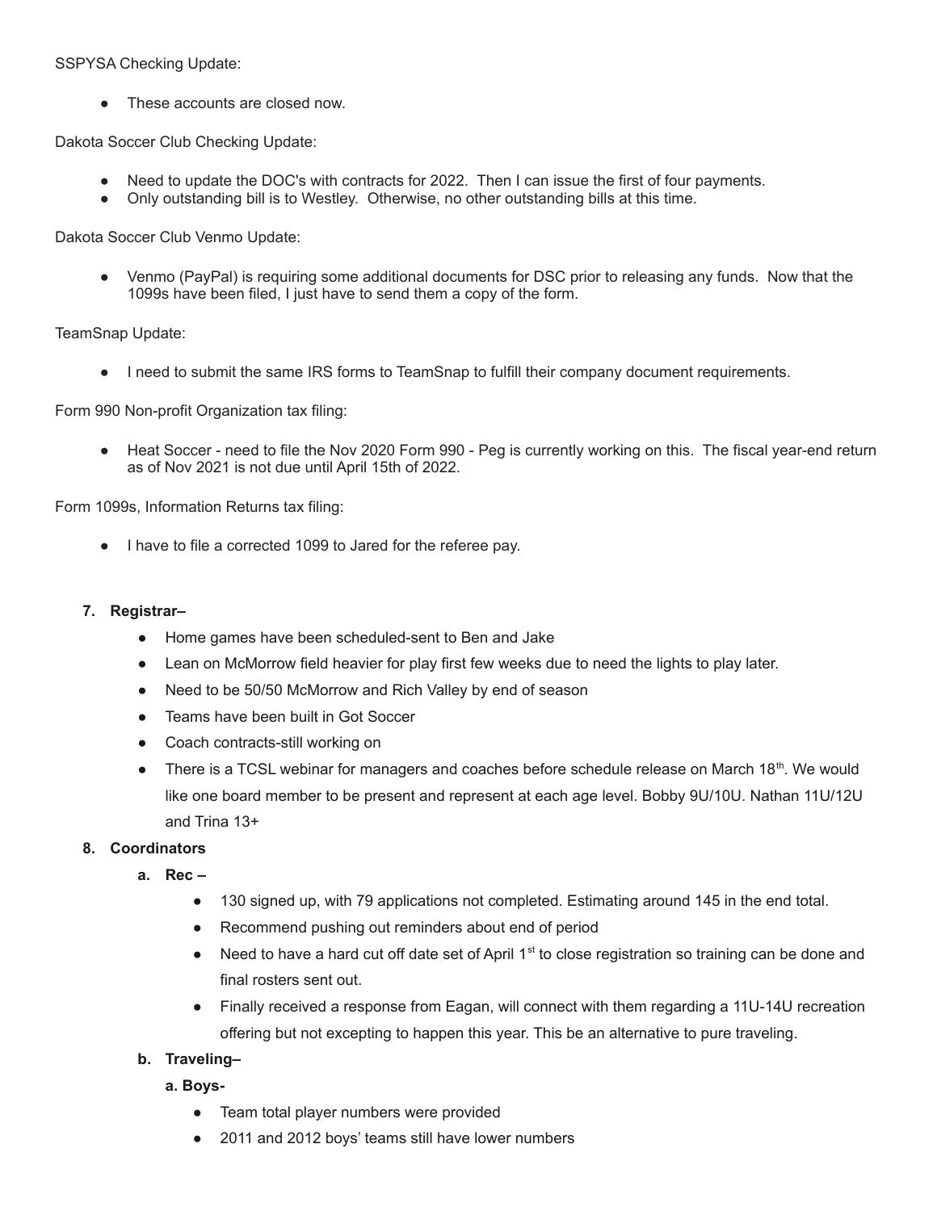SSPYSA Checking Update:

- These accounts are closed now.

Dakota Soccer Club Checking Update:

- Need to update the DOC's with contracts for 2022. Then I can issue the first of four payments.
- Only outstanding bill is to Westley. Otherwise, no other outstanding bills at this time.

Dakota Soccer Club Venmo Update:

- Venmo (PayPal) is requiring some additional documents for DSC prior to releasing any funds. Now that the 1099s have been filed, I just have to send them a copy of the form.

TeamSnap Update:

- I need to submit the same IRS forms to TeamSnap to fulfill their company document requirements.

Form 990 Non-profit Organization tax filing:

- Heat Soccer - need to file the Nov 2020 Form 990 - Peg is currently working on this. The fiscal year-end return as of Nov 2021 is not due until April 15th of 2022.

Form 1099s, Information Returns tax filing:

- I have to file a corrected 1099 to Jared for the referee pay.

7. **Registrar–**
   - Home games have been scheduled-sent to Ben and Jake
   - Lean on McMorrow field heavier for play first few weeks due to need the lights to play later.
   - Need to be 50/50 McMorrow and Rich Valley by end of season
   - Teams have been built in Got Soccer
   - Coach contracts-still working on
   - There is a TCSL webinar for managers and coaches before schedule release on March 18th. We would like one board member to be present and represent at each age level. Bobby 9U/10U. Nathan 11U/12U and Trina 13+
8. **Coordinators**
   a. **Rec –**
      - 130 signed up, with 79 applications not completed. Estimating around 145 in the end total.
      - Recommend pushing out reminders about end of period
      - Need to have a hard cut off date set of April 1st to close registration so training can be done and final rosters sent out.
      - Finally received a response from Eagan, will connect with them regarding a 11U-14U recreation offering but not excepting to happen this year. This be an alternative to pure traveling.

   b. **Traveling–**

      a. **Boys-**
         - Team total player numbers were provided
         - 2011 and 2012 boys' teams still have lower numbers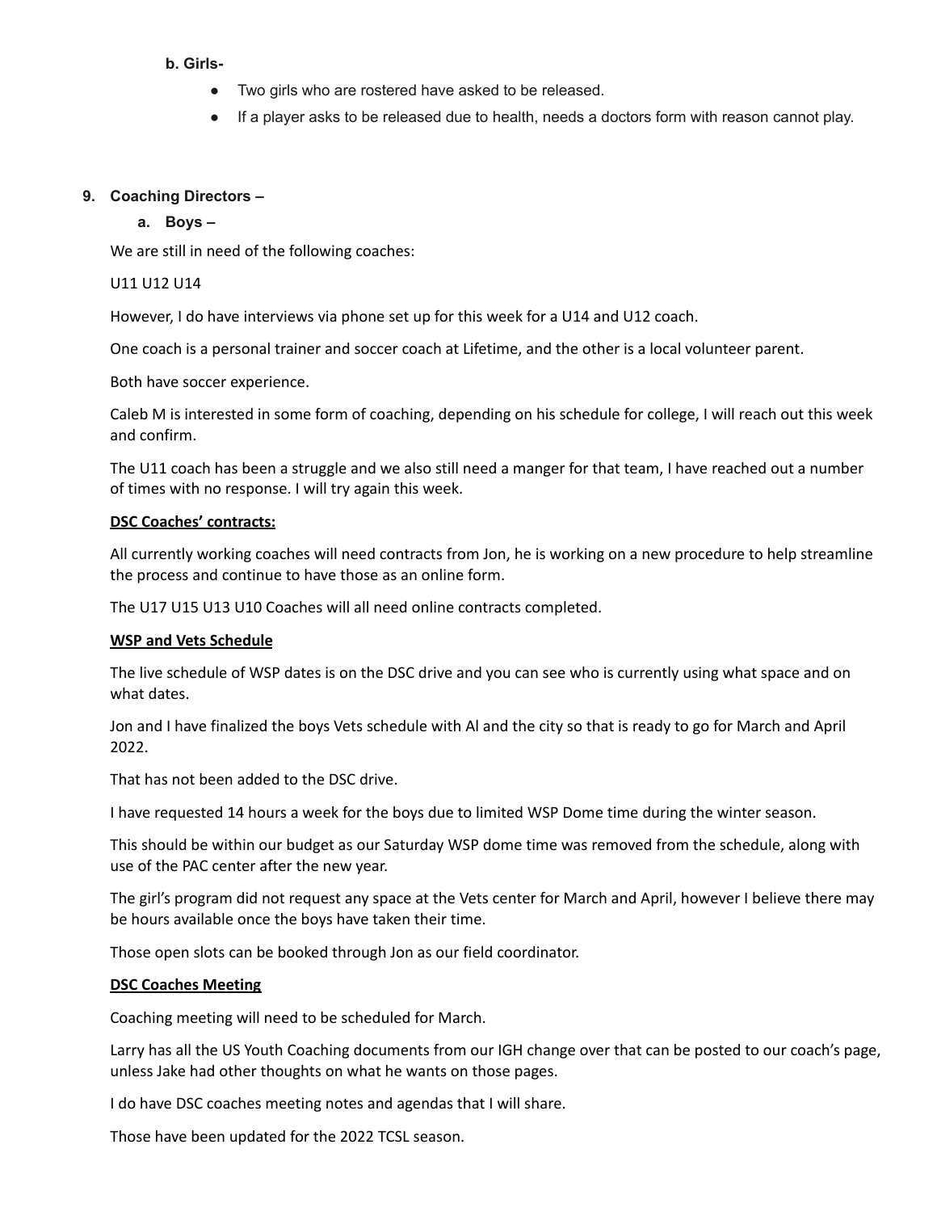**b. Girls-**

- Two girls who are rostered have asked to be released.
- If a player asks to be released due to health, needs a doctors form with reason cannot play.

**9. Coaching Directors –**

**a. Boys –**

We are still in need of the following coaches:

U11 U12 U14

However, I do have interviews via phone set up for this week for a U14 and U12 coach.

One coach is a personal trainer and soccer coach at Lifetime, and the other is a local volunteer parent.

Both have soccer experience.

Caleb M is interested in some form of coaching, depending on his schedule for college, I will reach out this week and confirm.

The U11 coach has been a struggle and we also still need a manger for that team, I have reached out a number of times with no response. I will try again this week.

**DSC Coaches' contracts:**

All currently working coaches will need contracts from Jon, he is working on a new procedure to help streamline the process and continue to have those as an online form.

The U17 U15 U13 U10 Coaches will all need online contracts completed.

**WSP and Vets Schedule**

The live schedule of WSP dates is on the DSC drive and you can see who is currently using what space and on what dates.

Jon and I have finalized the boys Vets schedule with Al and the city so that is ready to go for March and April 2022.

That has not been added to the DSC drive.

I have requested 14 hours a week for the boys due to limited WSP Dome time during the winter season.

This should be within our budget as our Saturday WSP dome time was removed from the schedule, along with use of the PAC center after the new year.

The girl's program did not request any space at the Vets center for March and April, however I believe there may be hours available once the boys have taken their time.

Those open slots can be booked through Jon as our field coordinator.

**DSC Coaches Meeting**

Coaching meeting will need to be scheduled for March.

Larry has all the US Youth Coaching documents from our IGH change over that can be posted to our coach's page, unless Jake had other thoughts on what he wants on those pages.

I do have DSC coaches meeting notes and agendas that I will share.

Those have been updated for the 2022 TCSL season.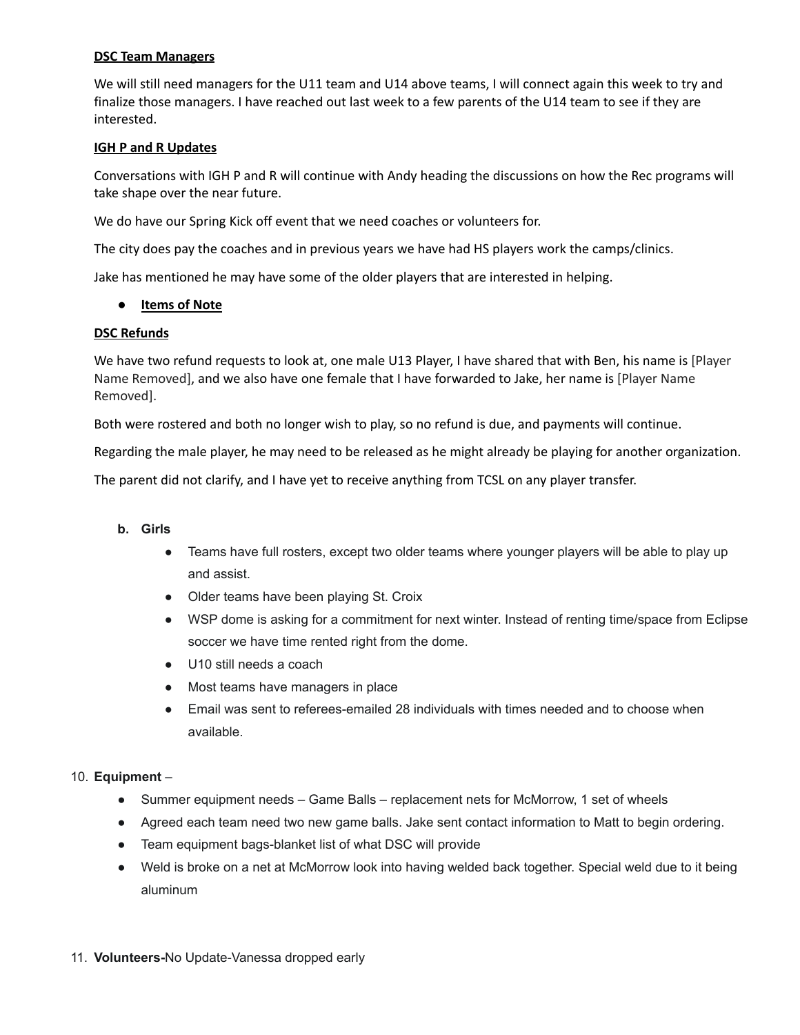**DSC Team Managers**

We will still need managers for the U11 team and U14 above teams, I will connect again this week to try and finalize those managers. I have reached out last week to a few parents of the U14 team to see if they are interested.

**IGH P and R Updates**

Conversations with IGH P and R will continue with Andy heading the discussions on how the Rec programs will take shape over the near future.

We do have our Spring Kick off event that we need coaches or volunteers for.

The city does pay the coaches and in previous years we have had HS players work the camps/clinics.

Jake has mentioned he may have some of the older players that are interested in helping.

- **Items of Note**

**DSC Refunds**

We have two refund requests to look at, one male U13 Player, I have shared that with Ben, his name is [Player Name Removed], and we also have one female that I have forwarded to Jake, her name is [Player Name Removed].

Both were rostered and both no longer wish to play, so no refund is due, and payments will continue.

Regarding the male player, he may need to be released as he might already be playing for another organization.

The parent did not clarify, and I have yet to receive anything from TCSL on any player transfer.

b. **Girls**
   - Teams have full rosters, except two older teams where younger players will be able to play up and assist.
   - Older teams have been playing St. Croix
   - WSP dome is asking for a commitment for next winter. Instead of renting time/space from Eclipse soccer we have time rented right from the dome.
   - U10 still needs a coach
   - Most teams have managers in place
   - Email was sent to referees-emailed 28 individuals with times needed and to choose when available.

10. **Equipment** –
    - Summer equipment needs – Game Balls – replacement nets for McMorrow, 1 set of wheels
    - Agreed each team need two new game balls. Jake sent contact information to Matt to begin ordering.
    - Team equipment bags-blanket list of what DSC will provide
    - Weld is broke on a net at McMorrow look into having welded back together. Special weld due to it being aluminum

11. **Volunteers-**No Update-Vanessa dropped early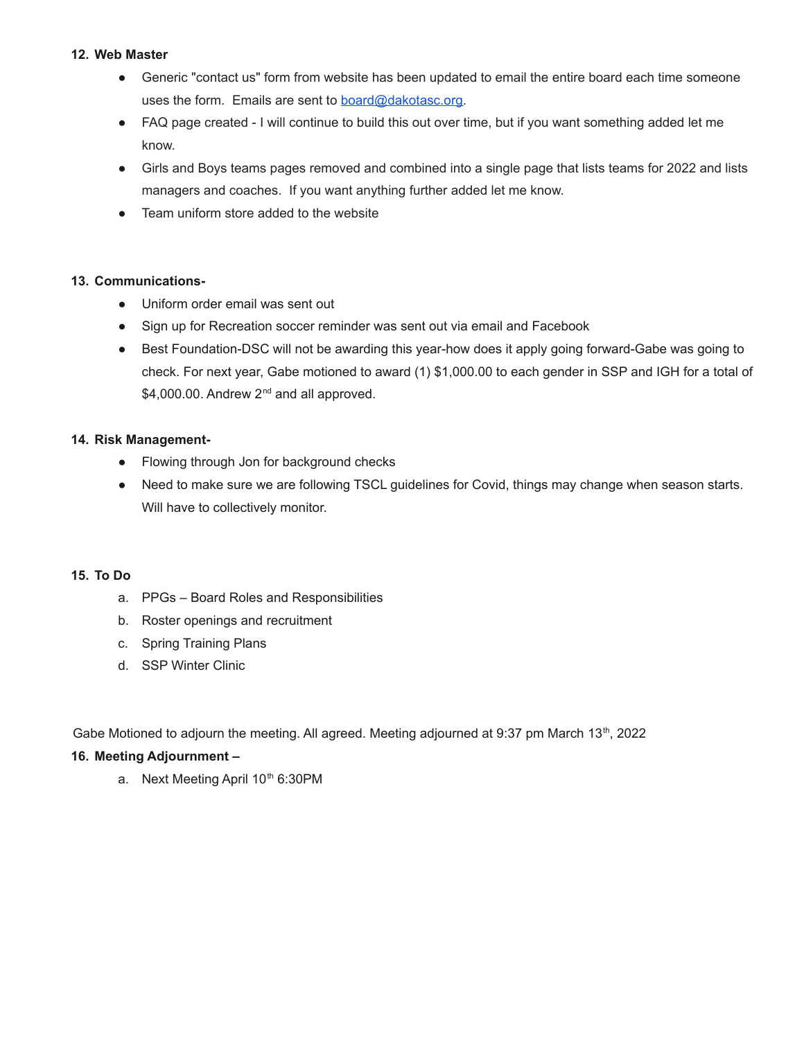12. **Web Master**
    - Generic "contact us" form from website has been updated to email the entire board each time someone uses the form. Emails are sent to board@dakotasc.org.
    - FAQ page created - I will continue to build this out over time, but if you want something added let me know.
    - Girls and Boys teams pages removed and combined into a single page that lists teams for 2022 and lists managers and coaches. If you want anything further added let me know.
    - Team uniform store added to the website

13. **Communications-**
    - Uniform order email was sent out
    - Sign up for Recreation soccer reminder was sent out via email and Facebook
    - Best Foundation-DSC will not be awarding this year-how does it apply going forward-Gabe was going to check. For next year, Gabe motioned to award (1) $1,000.00 to each gender in SSP and IGH for a total of $4,000.00. Andrew 2nd and all approved.

14. **Risk Management-**
    - Flowing through Jon for background checks
    - Need to make sure we are following TSCL guidelines for Covid, things may change when season starts. Will have to collectively monitor.

15. **To Do**
    a. PPGs – Board Roles and Responsibilities
    b. Roster openings and recruitment
    c. Spring Training Plans
    d. SSP Winter Clinic

Gabe Motioned to adjourn the meeting. All agreed. Meeting adjourned at 9:37 pm March 13th, 2022

16. **Meeting Adjournment –**
    a. Next Meeting April 10th 6:30PM